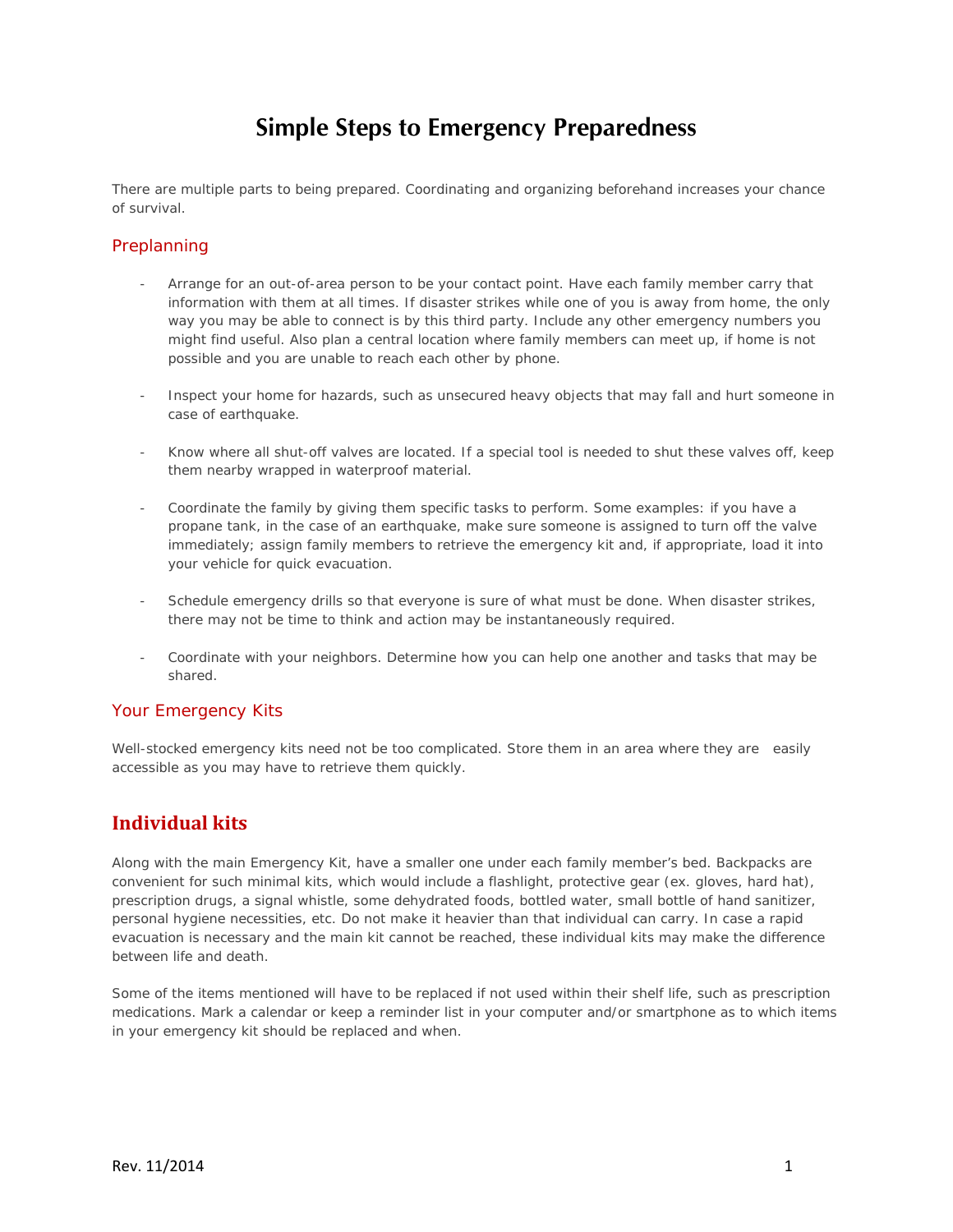# Simple Steps to Emergency Preparedness

There are multiple parts to being prepared. Coordinating and organizing beforehand increases your chance of survival.

## Preplanning

- Arrange for an out-of-area person to be your contact point. Have each family member carry that information with them at all times. If disaster strikes while one of you is away from home, the only way you may be able to connect is by this third party. Include any other emergency numbers you might find useful. Also plan a central location where family members can meet up, if home is not possible and you are unable to reach each other by phone.

- Inspect your home for hazards, such as unsecured heavy objects that may fall and hurt someone in case of earthquake.

- Know where all shut-off valves are located. If a special tool is needed to shut these valves off, keep them nearby wrapped in waterproof material.

- Coordinate the family by giving them specific tasks to perform. Some examples: if you have a propane tank, in the case of an earthquake, make sure someone is assigned to turn off the valve immediately; assign family members to retrieve the emergency kit and, if appropriate, load it into your vehicle for quick evacuation.

- Schedule emergency drills so that everyone is sure of what must be done. When disaster strikes, there may not be time to think and action may be instantaneously required.

- Coordinate with your neighbors. Determine how you can help one another and tasks that may be shared.

## Your Emergency Kits

Well-stocked emergency kits need not be too complicated. Store them in an area where they are easily accessible as you may have to retrieve them quickly.

## Individual kits

Along with the main Emergency Kit, have a smaller one under each family member's bed. Backpacks are convenient for such minimal kits, which would include a flashlight, protective gear (ex. gloves, hard hat), prescription drugs, a signal whistle, some dehydrated foods, bottled water, small bottle of hand sanitizer, personal hygiene necessities, etc. Do not make it heavier than that individual can carry. In case a rapid evacuation is necessary and the main kit cannot be reached, these individual kits may make the difference between life and death.

Some of the items mentioned will have to be replaced if not used within their shelf life, such as prescription medications. Mark a calendar or keep a reminder list in your computer and/or smartphone as to which items in your emergency kit should be replaced and when.

Rev. 11/2014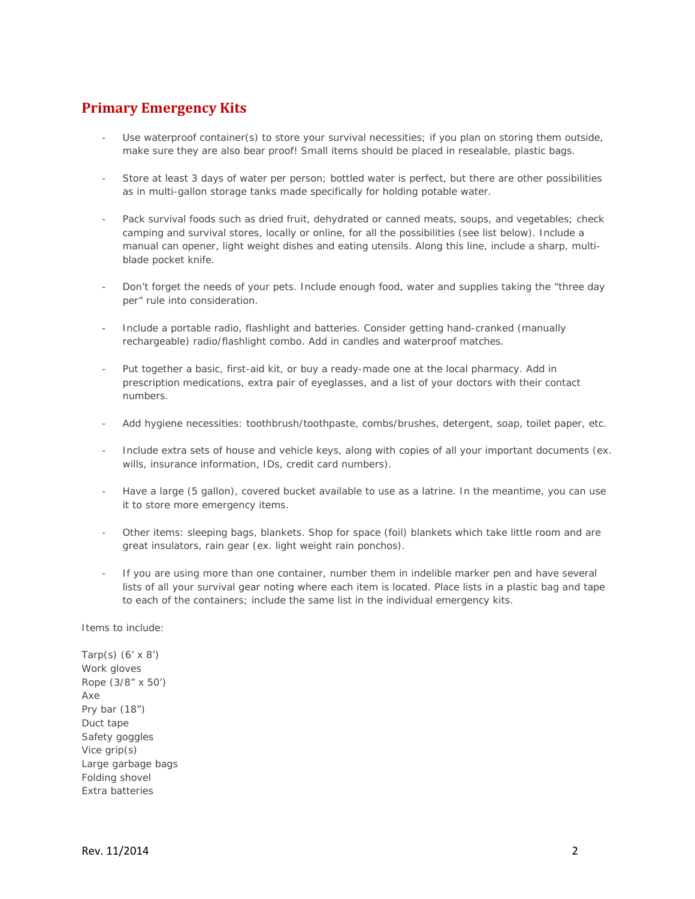## Primary Emergency Kits

- Use waterproof container(s) to store your survival necessities; if you plan on storing them outside, make sure they are also bear proof! Small items should be placed in resealable, plastic bags.

- Store at least 3 days of water per person; bottled water is perfect, but there are other possibilities as in multi-gallon storage tanks made specifically for holding potable water.

- Pack survival foods such as dried fruit, dehydrated or canned meats, soups, and vegetables; check camping and survival stores, locally or online, for all the possibilities (see list below). Include a manual can opener, light weight dishes and eating utensils. Along this line, include a sharp, multi-blade pocket knife.

- Don't forget the needs of your pets. Include enough food, water and supplies taking the "three day per" rule into consideration.

- Include a portable radio, flashlight and batteries. Consider getting hand-cranked (manually rechargeable) radio/flashlight combo. Add in candles and waterproof matches.

- Put together a basic, first-aid kit, or buy a ready-made one at the local pharmacy. Add in prescription medications, extra pair of eyeglasses, and a list of your doctors with their contact numbers.

- Add hygiene necessities: toothbrush/toothpaste, combs/brushes, detergent, soap, toilet paper, etc.

- Include extra sets of house and vehicle keys, along with copies of all your important documents (ex. wills, insurance information, IDs, credit card numbers).

- Have a large (5 gallon), covered bucket available to use as a latrine. In the meantime, you can use it to store more emergency items.

- Other items: sleeping bags, blankets. Shop for space (foil) blankets which take little room and are great insulators, rain gear (ex. light weight rain ponchos).

- If you are using more than one container, number them in indelible marker pen and have several lists of all your survival gear noting where each item is located. Place lists in a plastic bag and tape to each of the containers; include the same list in the individual emergency kits.

Items to include:

Tarp(s) (6' x 8')
Work gloves
Rope (3/8" x 50')
Axe
Pry bar (18")
Duct tape
Safety goggles
Vice grip(s)
Large garbage bags
Folding shovel
Extra batteries

Rev. 11/2014